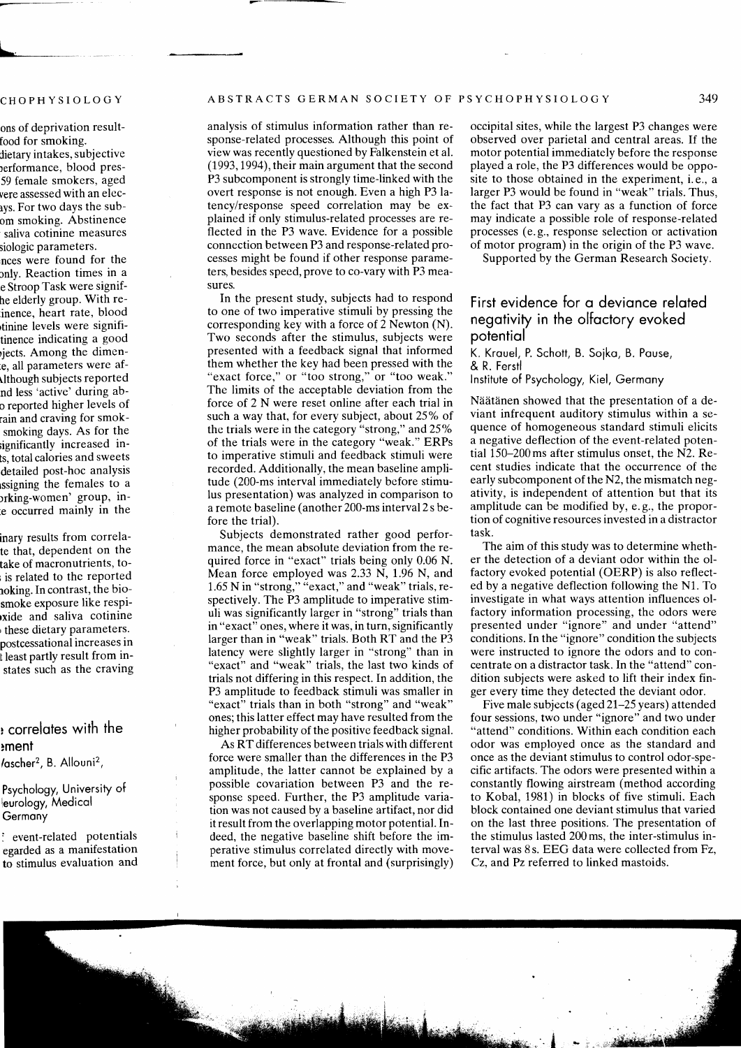ons of deprivation result-
food for smoking.
dietary intakes, subjective
performance, blood pres-
59 female smokers, aged
were assessed with an elec-
ays. For two days the sub-
om smoking. Abstinence
saliva cotinine measures
siologic parameters.
nces were found for the
only. Reaction times in a
e Stroop Task were signif-
he elderly group. With re-
inence, heart rate, blood
otinine levels were signifi-
tinence indicating a good
ojects. Among the dimen-
e, all parameters were af-
Although subjects reported
nd less 'active' during ab-
o reported higher levels of
rain and craving for smok-
smoking days. As for the
significantly increased in-
ts, total calories and sweets
detailed post-hoc analysis
ssigning the females to a
orking-women' group, in-
e occurred mainly in the

inary results from correla-
te that, dependent on the
take of macronutrients, to-
is related to the reported
moking. In contrast, the bio-
smoke exposure like respi-
oxide and saliva cotinine
these dietary parameters.
postcessational increases in
t least partly result from in-
states such as the craving

## ... correlates with the ...ment

...Vascher[2], B. Allouni[2],

...Psychology, University of
...eurology, Medical
... Germany

... event-related potentials
... egarded as a manifestation
... to stimulus evaluation and analysis of stimulus information rather than response-related processes. Although this point of view was recently questioned by Falkenstein et al. (1993, 1994), their main argument that the second P3 subcomponent is strongly time-linked with the overt response is not enough. Even a high P3 latency/response speed correlation may be explained if only stimulus-related processes are reflected in the P3 wave. Evidence for a possible connection between P3 and response-related processes might be found if other response parameters, besides speed, prove to co-vary with P3 measures.

In the present study, subjects had to respond to one of two imperative stimuli by pressing the corresponding key with a force of 2 Newton (N). Two seconds after the stimulus, subjects were presented with a feedback signal that informed them whether the key had been pressed with the "exact force," or "too strong," or "too weak." The limits of the acceptable deviation from the force of 2 N were reset online after each trial in such a way that, for every subject, about 25% of the trials were in the category "strong," and 25% of the trials were in the category "weak." ERPs to imperative stimuli and feedback stimuli were recorded. Additionally, the mean baseline amplitude (200-ms interval immediately before stimulus presentation) was analyzed in comparison to a remote baseline (another 200-ms interval 2 s before the trial).

Subjects demonstrated rather good performance, the mean absolute deviation from the required force in "exact" trials being only 0.06 N. Mean force employed was 2.33 N, 1.96 N, and 1.65 N in "strong," "exact," and "weak" trials, respectively. The P3 amplitude to imperative stimuli was significantly larger in "strong" trials than in "exact" ones, where it was, in turn, significantly larger than in "weak" trials. Both RT and the P3 latency were slightly larger in "strong" than in "exact" and "weak" trials, the last two kinds of trials not differing in this respect. In addition, the P3 amplitude to feedback stimuli was smaller in "exact" trials than in both "strong" and "weak" ones; this latter effect may have resulted from the higher probability of the positive feedback signal.

As RT differences between trials with different force were smaller than the differences in the P3 amplitude, the latter cannot be explained by a possible covariation between P3 and the response speed. Further, the P3 amplitude variation was not caused by a baseline artifact, nor did it result from the overlapping motor potential. Indeed, the negative baseline shift before the imperative stimulus correlated directly with movement force, but only at frontal and (surprisingly) occipital sites, while the largest P3 changes were observed over parietal and central areas. If the motor potential immediately before the response played a role, the P3 differences would be opposite to those obtained in the experiment, i.e., a larger P3 would be found in "weak" trials. Thus, the fact that P3 can vary as a function of force may indicate a possible role of response-related processes (e.g., response selection or activation of motor program) in the origin of the P3 wave.

Supported by the German Research Society.

## First evidence for a deviance related negativity in the olfactory evoked potential

K. Krauel, P. Schott, B. Sojka, B. Pause, & R. Ferstl
Institute of Psychology, Kiel, Germany

Näätänen showed that the presentation of a deviant infrequent auditory stimulus within a sequence of homogeneous standard stimuli elicits a negative deflection of the event-related potential 150–200 ms after stimulus onset, the N2. Recent studies indicate that the occurrence of the early subcomponent of the N2, the mismatch negativity, is independent of attention but that its amplitude can be modified by, e.g., the proportion of cognitive resources invested in a distractor task.

The aim of this study was to determine whether the detection of a deviant odor within the olfactory evoked potential (OERP) is also reflected by a negative deflection following the N1. To investigate in what ways attention influences olfactory information processing, the odors were presented under "ignore" and under "attend" conditions. In the "ignore" condition the subjects were instructed to ignore the odors and to concentrate on a distractor task. In the "attend" condition subjects were asked to lift their index finger every time they detected the deviant odor.

Five male subjects (aged 21–25 years) attended four sessions, two under "ignore" and two under "attend" conditions. Within each condition each odor was employed once as the standard and once as the deviant stimulus to control odor-specific artifacts. The odors were presented within a constantly flowing airstream (method according to Kobal, 1981) in blocks of five stimuli. Each block contained one deviant stimulus that varied on the last three positions. The presentation of the stimulus lasted 200 ms, the inter-stimulus interval was 8 s. EEG data were collected from Fz, Cz, and Pz referred to linked mastoids.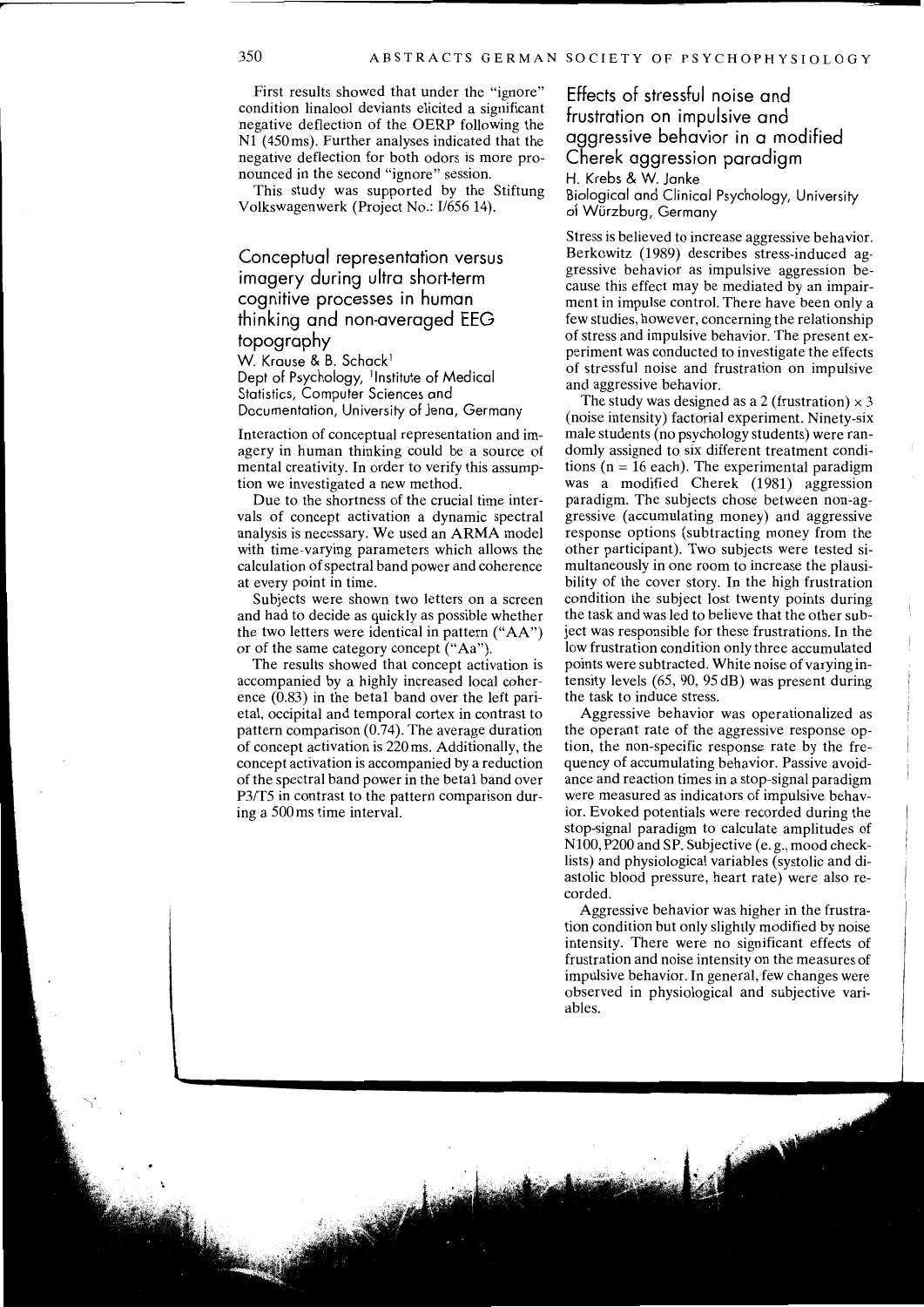First results showed that under the "ignore" condition linalool deviants elicited a significant negative deflection of the OERP following the N1 (450 ms). Further analyses indicated that the negative deflection for both odors is more pronounced in the second "ignore" session.

This study was supported by the Stiftung Volkswagenwerk (Project No.: I/656 14).

## Conceptual representation versus imagery during ultra short-term cognitive processes in human thinking and non-averaged EEG topography

W. Krause & B. Schack[1]

Dept of Psychology, [1]Institute of Medical Statistics, Computer Sciences and Documentation, University of Jena, Germany

Interaction of conceptual representation and imagery in human thinking could be a source of mental creativity. In order to verify this assumption we investigated a new method.

Due to the shortness of the crucial time intervals of concept activation a dynamic spectral analysis is necessary. We used an ARMA model with time-varying parameters which allows the calculation of spectral band power and coherence at every point in time.

Subjects were shown two letters on a screen and had to decide as quickly as possible whether the two letters were identical in pattern ("AA") or of the same category concept ("Aa").

The results showed that concept activation is accompanied by a highly increased local coherence (0.83) in the beta1 band over the left parietal, occipital and temporal cortex in contrast to pattern comparison (0.74). The average duration of concept activation is 220 ms. Additionally, the concept activation is accompanied by a reduction of the spectral band power in the beta1 band over P3/T5 in contrast to the pattern comparison during a 500 ms time interval.

## Effects of stressful noise and frustration on impulsive and aggressive behavior in a modified Cherek aggression paradigm

H. Krebs & W. Janke

Biological and Clinical Psychology, University of Würzburg, Germany

Stress is believed to increase aggressive behavior. Berkowitz (1989) describes stress-induced aggressive behavior as impulsive aggression because this effect may be mediated by an impairment in impulse control. There have been only a few studies, however, concerning the relationship of stress and impulsive behavior. The present experiment was conducted to investigate the effects of stressful noise and frustration on impulsive and aggressive behavior.

The study was designed as a 2 (frustration) × 3 (noise intensity) factorial experiment. Ninety-six male students (no psychology students) were randomly assigned to six different treatment conditions ($n = 16$ each). The experimental paradigm was a modified Cherek (1981) aggression paradigm. The subjects chose between non-aggressive (accumulating money) and aggressive response options (subtracting money from the other participant). Two subjects were tested simultaneously in one room to increase the plausibility of the cover story. In the high frustration condition the subject lost twenty points during the task and was led to believe that the other subject was responsible for these frustrations. In the low frustration condition only three accumulated points were subtracted. White noise of varying intensity levels (65, 90, 95 dB) was present during the task to induce stress.

Aggressive behavior was operationalized as the operant rate of the aggressive response option, the non-specific response rate by the frequency of accumulating behavior. Passive avoidance and reaction times in a stop-signal paradigm were measured as indicators of impulsive behavior. Evoked potentials were recorded during the stop-signal paradigm to calculate amplitudes of N100, P200 and SP. Subjective (e. g., mood checklists) and physiological variables (systolic and diastolic blood pressure, heart rate) were also recorded.

Aggressive behavior was higher in the frustration condition but only slightly modified by noise intensity. There were no significant effects of frustration and noise intensity on the measures of impulsive behavior. In general, few changes were observed in physiological and subjective variables.